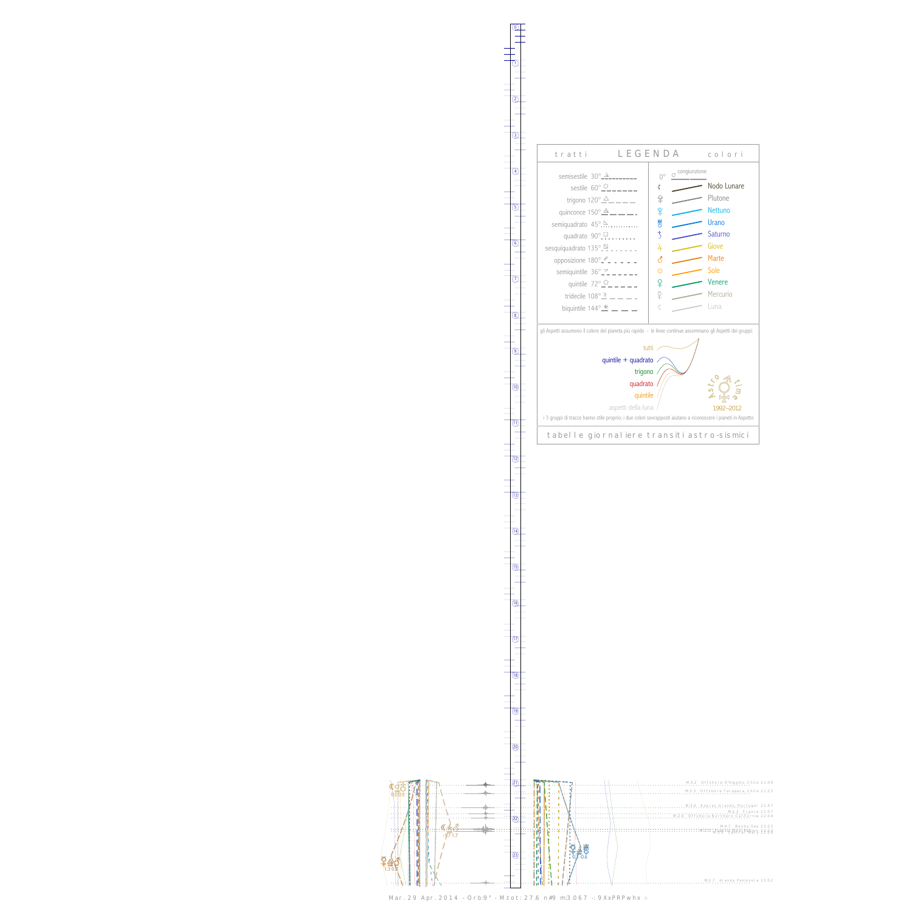**LEGENDA**

tratti | colori

semisestile 30°
sestile 60°
trigono 120°
quinconce 150°
semiquadrato 45°
quadrato 90°
sesquiquadrato 135°
opposizione 180°
semiquintile 36°
quintile 72°
tridecile 108°
biquintile 144°

0° congiunzione

Nodo Lunare
Plutone
Nettuno
Urano
Saturno
Giove
Marte
Sole
Venere
Mercurio
Luna

gli Aspetti assumono il colore del pianeta più rapido - le linee continue assommano gli Aspetti dei gruppi:

tutti
quintile + quadrato
trigono
quadrato
quintile
aspetti della luna

Astro time 1992–2012

i 3 gruppi di tracce hanno stile proprio; i due colori sovrapposti aiutano a riconoscere i pianeti in Aspetto

tabelle giornaliere transiti astro-sismici

M3.2 Offshore O'Higgins, Chile 21:09
M3.3 Offshore Tarapaca, Chile 21:23
M3.0 Azores Islands, Portugal 21:47
M2.3 France 21:57
M2.6 Offshore Northern California 22:04
M4.3 Banda Sea 22:22
M2.7 Alaska Peninsula 23:52

Mar. 29 Apr. 2014 - Orb:9° - M.tot: 27.6 n#9 m:3.067 -: 9XxPRPwhx :-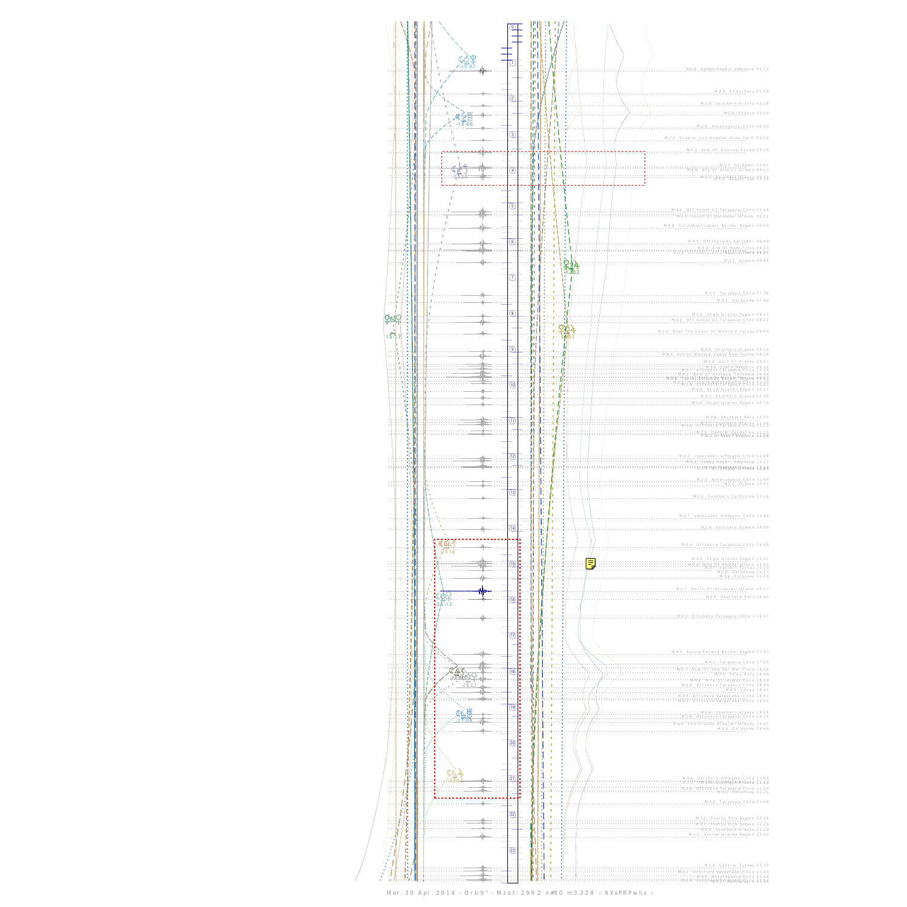M 4.8 Sumba Region, Indonesia 01:20

M 2.2 Sicily, Italy 01:58

M 3.4 Southern Alaska 02:18

M 2.8 France 02:34

M 2.9 Antofagasta, Chile 02:56

M 2.4 Greater Los Angeles Area, Calif. 03:16

M 5.3 Ssw Of Ohonua, Tonga 03:36

M 2.7 Pyrenees 04:01

M 4.8 Nne Of Anaros, Greece 04:03

M 4.4 Off Coast Of Tarapaca, Chile 05:16

M 4.4 South Of Kermadec Islands 05:21

M 4.8 Colombia-Ecuador Border Region 05:43

M 4.5 Offshore El Salvador 06:09

M 5.3 Ene Of Hualien, China 06:20

M 3.2 Greece 06:41

M 3.3 Tarapaca, Chile 07:36

M 3.1 Oklahoma 07:48

M 3.0 Virgin Islands Region 08:11

M 4.1 Off Coast Of Tarapaca, Chile 08:21

M 2.6 Near The Coast Of Western Turkey 08:40

M 2.5 Southern Alaska 09:10

M 4.6 Ese Of Madang, Papua New Guinea 09:18

M 3.0 Gulf Of Alaska 09:31

M 3.1 Virgin Islands Region 10:17

M 3.2 Southern Alaska 10:28

M 2.9 Virgin Islands Region 10:39

M 2.6 Southern Peru 11:04

M 3.5 Libertador O'Higgins, Chile 12:09

M 2.5 Antofagasta, Chile 12:48

M 2.3 Greece 12:55

M 2.6 Southern California 13:16

M 2.7 Libertador O'Higgins, Chile 13:49

M 3.9 Southern Greece 14:08

M 3.4 Offshore Tarapaca, Chile 14:38

M 2.4 Virgin Islands Region 15:01

M 2.3 Oklahoma 15:17

M 3.4 Pyrenees 15:20

M 5.7 North Of Ascension Island 15:52

M 2.1 Southern Italy 16:05

M 4.0 Offshore Tarapaca, Chile 16:37

M 4.4 Russia-Xinjiang Border Region 17:37

M 4.2 Tarapaca, Chile 17:54

M 2.5 Sicily, Italy 18:08

M 3.9 Offshore Tarapaca, Chile 18:33

M 4.5 Tonga 18:41

M 2.6 Offshore Valparaiso, Chile 18:51

M 3.4 Southern Alaska 19:18

M 4.4 Fox Islands, Aleutian Islands 19:31

M 3.4 Oklahoma 19:46

M 3.6 Offshore O'Higgins, Chile 21:09

M 3.8 Tarapaca, Chile 21:48

M 3.2 Puerto Rico Region 22:16

M 3.2 Azores Islands Region 22:43

M 2.8 Central Turkey 23:35

Mer. 30 Apr. 2014 - Orb:9° - M.tot: 299.2 n#90 m3.324 -:9XxPRPwhx:-